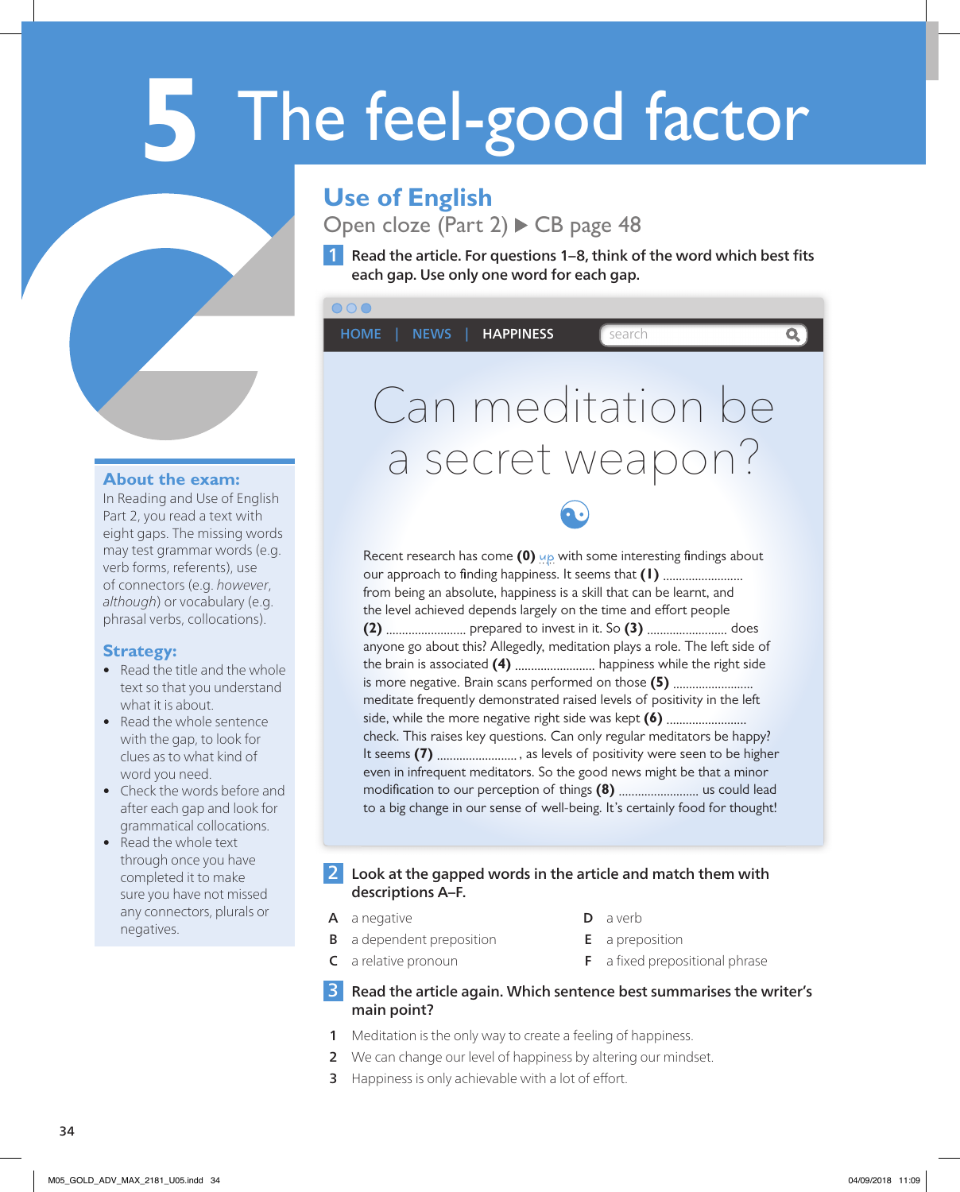# 5 The feel-good factor

## Use of English

Open cloze (Part 2) ▶ CB page 48

**1** **Read the article. For questions 1–8, think of the word which best fits each gap. Use only one word for each gap.**

HOME | NEWS | HAPPINESS

# Can meditation be a secret weapon?

Recent research has come **(0)** *up* with some interesting findings about our approach to finding happiness. It seems that **(1)** ......................... from being an absolute, happiness is a skill that can be learnt, and the level achieved depends largely on the time and effort people **(2)** ......................... prepared to invest in it. So **(3)** ......................... does anyone go about this? Allegedly, meditation plays a role. The left side of the brain is associated **(4)** ......................... happiness while the right side is more negative. Brain scans performed on those **(5)** ......................... meditate frequently demonstrated raised levels of positivity in the left side, while the more negative right side was kept **(6)** ......................... check. This raises key questions. Can only regular meditators be happy? It seems **(7)** ......................... , as levels of positivity were seen to be higher even in infrequent meditators. So the good news might be that a minor modification to our perception of things **(8)** ......................... us could lead to a big change in our sense of well-being. It's certainly food for thought!

**2** **Look at the gapped words in the article and match them with descriptions A–F.**

**A** a negative
**B** a dependent preposition
**C** a relative pronoun
**D** a verb
**E** a preposition
**F** a fixed prepositional phrase

**3** **Read the article again. Which sentence best summarises the writer's main point?**

1. Meditation is the only way to create a feeling of happiness.
2. We can change our level of happiness by altering our mindset.
3. Happiness is only achievable with a lot of effort.

### About the exam:

In Reading and Use of English Part 2, you read a text with eight gaps. The missing words may test grammar words (e.g. verb forms, referents), use of connectors (e.g. *however*, *although*) or vocabulary (e.g. phrasal verbs, collocations).

### Strategy:

- Read the title and the whole text so that you understand what it is about.
- Read the whole sentence with the gap, to look for clues as to what kind of word you need.
- Check the words before and after each gap and look for grammatical collocations.
- Read the whole text through once you have completed it to make sure you have not missed any connectors, plurals or negatives.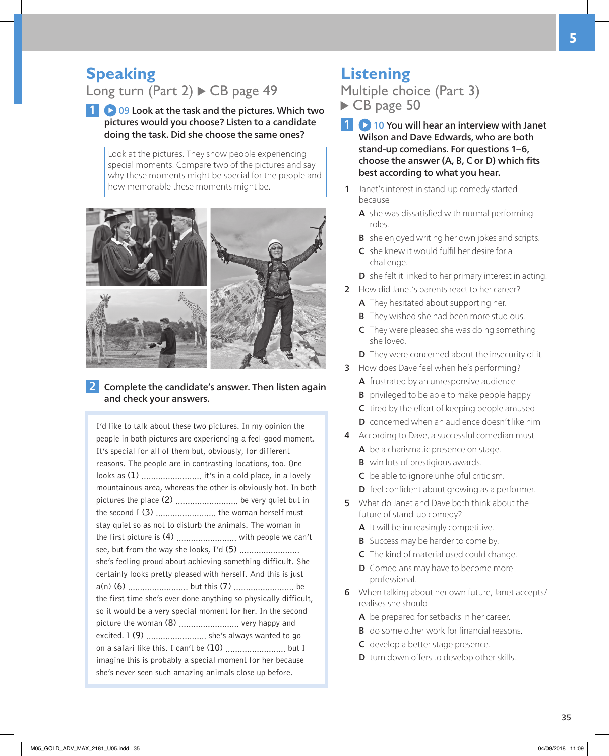## Speaking

### Long turn (Part 2) ▶ CB page 49

**1** ▶ 09 **Look at the task and the pictures. Which two pictures would you choose? Listen to a candidate doing the task. Did she choose the same ones?**

Look at the pictures. They show people experiencing special moments. Compare two of the pictures and say why these moments might be special for the people and how memorable these moments might be.

**2** **Complete the candidate's answer. Then listen again and check your answers.**

I'd like to talk about these two pictures. In my opinion the people in both pictures are experiencing a feel-good moment. It's special for all of them but, obviously, for different reasons. The people are in contrasting locations, too. One looks as **(1)** ......................... it's in a cold place, in a lovely mountainous area, whereas the other is obviously hot. In both pictures the place **(2)** ......................... be very quiet but in the second I **(3)** ......................... the woman herself must stay quiet so as not to disturb the animals. The woman in the first picture is **(4)** ......................... with people we can't see, but from the way she looks, I'd **(5)** ......................... she's feeling proud about achieving something difficult. She certainly looks pretty pleased with herself. And this is just a(n) **(6)** ......................... but this **(7)** ......................... be the first time she's ever done anything so physically difficult, so it would be a very special moment for her. In the second picture the woman **(8)** ......................... very happy and excited. I **(9)** ......................... she's always wanted to go on a safari like this. I can't be **(10)** ......................... but I imagine this is probably a special moment for her because she's never seen such amazing animals close up before.

## Listening

### Multiple choice (Part 3) ▶ CB page 50

**1** ▶ 10 **You will hear an interview with Janet Wilson and Dave Edwards, who are both stand-up comedians. For questions 1–6, choose the answer (A, B, C or D) which fits best according to what you hear.**

1 Janet's interest in stand-up comedy started because

- **A** she was dissatisfied with normal performing roles.
- **B** she enjoyed writing her own jokes and scripts.
- **C** she knew it would fulfil her desire for a challenge.
- **D** she felt it linked to her primary interest in acting.

2 How did Janet's parents react to her career?

- **A** They hesitated about supporting her.
- **B** They wished she had been more studious.
- **C** They were pleased she was doing something she loved.
- **D** They were concerned about the insecurity of it.

3 How does Dave feel when he's performing?

- **A** frustrated by an unresponsive audience
- **B** privileged to be able to make people happy
- **C** tired by the effort of keeping people amused
- **D** concerned when an audience doesn't like him

4 According to Dave, a successful comedian must

- **A** be a charismatic presence on stage.
- **B** win lots of prestigious awards.
- **C** be able to ignore unhelpful criticism.
- **D** feel confident about growing as a performer.

5 What do Janet and Dave both think about the future of stand-up comedy?

- **A** It will be increasingly competitive.
- **B** Success may be harder to come by.
- **C** The kind of material used could change.
- **D** Comedians may have to become more professional.

6 When talking about her own future, Janet accepts/realises she should

- **A** be prepared for setbacks in her career.
- **B** do some other work for financial reasons.
- **C** develop a better stage presence.
- **D** turn down offers to develop other skills.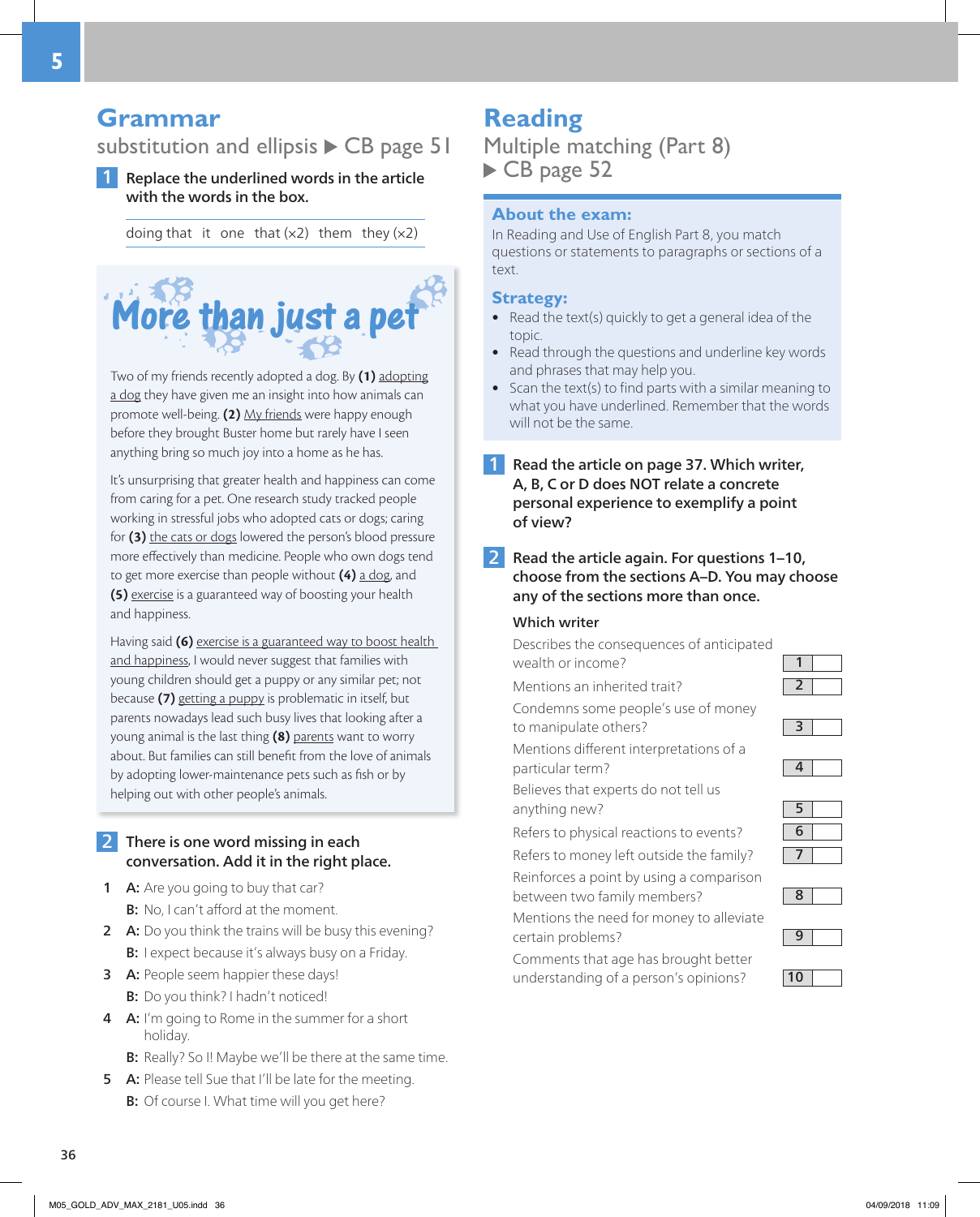## Grammar

### substitution and ellipsis ▶ CB page 51

**1** **Replace the underlined words in the article with the words in the box.**

doing that   it   one   that (×2)   them   they (×2)

### More than just a pet

Two of my friends recently adopted a dog. By **(1)** adopting a dog they have given me an insight into how animals can promote well-being. **(2)** My friends were happy enough before they brought Buster home but rarely have I seen anything bring so much joy into a home as he has.

It's unsurprising that greater health and happiness can come from caring for a pet. One research study tracked people working in stressful jobs who adopted cats or dogs; caring for **(3)** the cats or dogs lowered the person's blood pressure more effectively than medicine. People who own dogs tend to get more exercise than people without **(4)** a dog, and **(5)** exercise is a guaranteed way of boosting your health and happiness.

Having said **(6)** exercise is a guaranteed way to boost health and happiness, I would never suggest that families with young children should get a puppy or any similar pet; not because **(7)** getting a puppy is problematic in itself, but parents nowadays lead such busy lives that looking after a young animal is the last thing **(8)** parents want to worry about. But families can still benefit from the love of animals by adopting lower-maintenance pets such as fish or by helping out with other people's animals.

**2** **There is one word missing in each conversation. Add it in the right place.**

1. **A:** Are you going to buy that car?
   **B:** No, I can't afford at the moment.
2. **A:** Do you think the trains will be busy this evening?
   **B:** I expect because it's always busy on a Friday.
3. **A:** People seem happier these days!
   **B:** Do you think? I hadn't noticed!
4. **A:** I'm going to Rome in the summer for a short holiday.
   **B:** Really? So I! Maybe we'll be there at the same time.
5. **A:** Please tell Sue that I'll be late for the meeting.
   **B:** Of course I. What time will you get here?

## Reading

### Multiple matching (Part 8) ▶ CB page 52

**About the exam:**
In Reading and Use of English Part 8, you match questions or statements to paragraphs or sections of a text.

**Strategy:**
- Read the text(s) quickly to get a general idea of the topic.
- Read through the questions and underline key words and phrases that may help you.
- Scan the text(s) to find parts with a similar meaning to what you have underlined. Remember that the words will not be the same.

**1** **Read the article on page 37. Which writer, A, B, C or D does NOT relate a concrete personal experience to exemplify a point of view?**

**2** **Read the article again. For questions 1–10, choose from the sections A–D. You may choose any of the sections more than once.**

**Which writer**

| Question | No. | Answer |
|---|---|---|
| Describes the consequences of anticipated wealth or income? | 1 | |
| Mentions an inherited trait? | 2 | |
| Condemns some people's use of money to manipulate others? | 3 | |
| Mentions different interpretations of a particular term? | 4 | |
| Believes that experts do not tell us anything new? | 5 | |
| Refers to physical reactions to events? | 6 | |
| Refers to money left outside the family? | 7 | |
| Reinforces a point by using a comparison between two family members? | 8 | |
| Mentions the need for money to alleviate certain problems? | 9 | |
| Comments that age has brought better understanding of a person's opinions? | 10 | |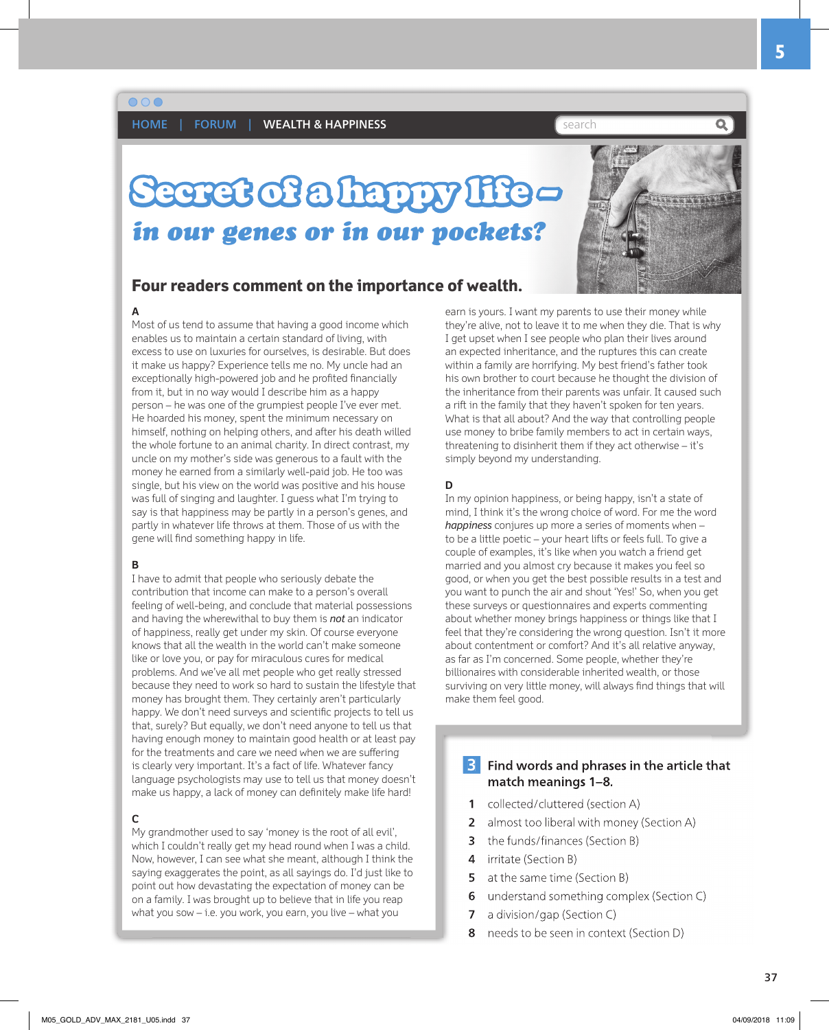HOME | FORUM | WEALTH & HAPPINESS

# Secret of a happy life – *in our genes or in our pockets?*

## Four readers comment on the importance of wealth.

**A**

Most of us tend to assume that having a good income which enables us to maintain a certain standard of living, with excess to use on luxuries for ourselves, is desirable. But does it make us happy? Experience tells me no. My uncle had an exceptionally high-powered job and he profited financially from it, but in no way would I describe him as a happy person – he was one of the grumpiest people I've ever met. He hoarded his money, spent the minimum necessary on himself, nothing on helping others, and after his death willed the whole fortune to an animal charity. In direct contrast, my uncle on my mother's side was generous to a fault with the money he earned from a similarly well-paid job. He too was single, but his view on the world was positive and his house was full of singing and laughter. I guess what I'm trying to say is that happiness may be partly in a person's genes, and partly in whatever life throws at them. Those of us with the gene will find something happy in life.

**B**

I have to admit that people who seriously debate the contribution that income can make to a person's overall feeling of well-being, and conclude that material possessions and having the wherewithal to buy them is ***not*** an indicator of happiness, really get under my skin. Of course everyone knows that all the wealth in the world can't make someone like or love you, or pay for miraculous cures for medical problems. And we've all met people who get really stressed because they need to work so hard to sustain the lifestyle that money has brought them. They certainly aren't particularly happy. We don't need surveys and scientific projects to tell us that, surely? But equally, we don't need anyone to tell us that having enough money to maintain good health or at least pay for the treatments and care we need when we are suffering is clearly very important. It's a fact of life. Whatever fancy language psychologists may use to tell us that money doesn't make us happy, a lack of money can definitely make life hard!

**C**

My grandmother used to say 'money is the root of all evil', which I couldn't really get my head round when I was a child. Now, however, I can see what she meant, although I think the saying exaggerates the point, as all sayings do. I'd just like to point out how devastating the expectation of money can be on a family. I was brought up to believe that in life you reap what you sow – i.e. you work, you earn, you live – what you earn is yours. I want my parents to use their money while they're alive, not to leave it to me when they die. That is why I get upset when I see people who plan their lives around an expected inheritance, and the ruptures this can create within a family are horrifying. My best friend's father took his own brother to court because he thought the division of the inheritance from their parents was unfair. It caused such a rift in the family that they haven't spoken for ten years. What is that all about? And the way that controlling people use money to bribe family members to act in certain ways, threatening to disinherit them if they act otherwise – it's simply beyond my understanding.

**D**

In my opinion happiness, or being happy, isn't a state of mind, I think it's the wrong choice of word. For me the word ***happiness*** conjures up more a series of moments when – to be a little poetic – your heart lifts or feels full. To give a couple of examples, it's like when you watch a friend get married and you almost cry because it makes you feel so good, or when you get the best possible results in a test and you want to punch the air and shout 'Yes!' So, when you get these surveys or questionnaires and experts commenting about whether money brings happiness or things like that I feel that they're considering the wrong question. Isn't it more about contentment or comfort? And it's all relative anyway, as far as I'm concerned. Some people, whether they're billionaires with considerable inherited wealth, or those surviving on very little money, will always find things that will make them feel good.

### 3 Find words and phrases in the article that match meanings 1–8.

1 collected/cluttered (section A)
2 almost too liberal with money (Section A)
3 the funds/finances (Section B)
4 irritate (Section B)
5 at the same time (Section B)
6 understand something complex (Section C)
7 a division/gap (Section C)
8 needs to be seen in context (Section D)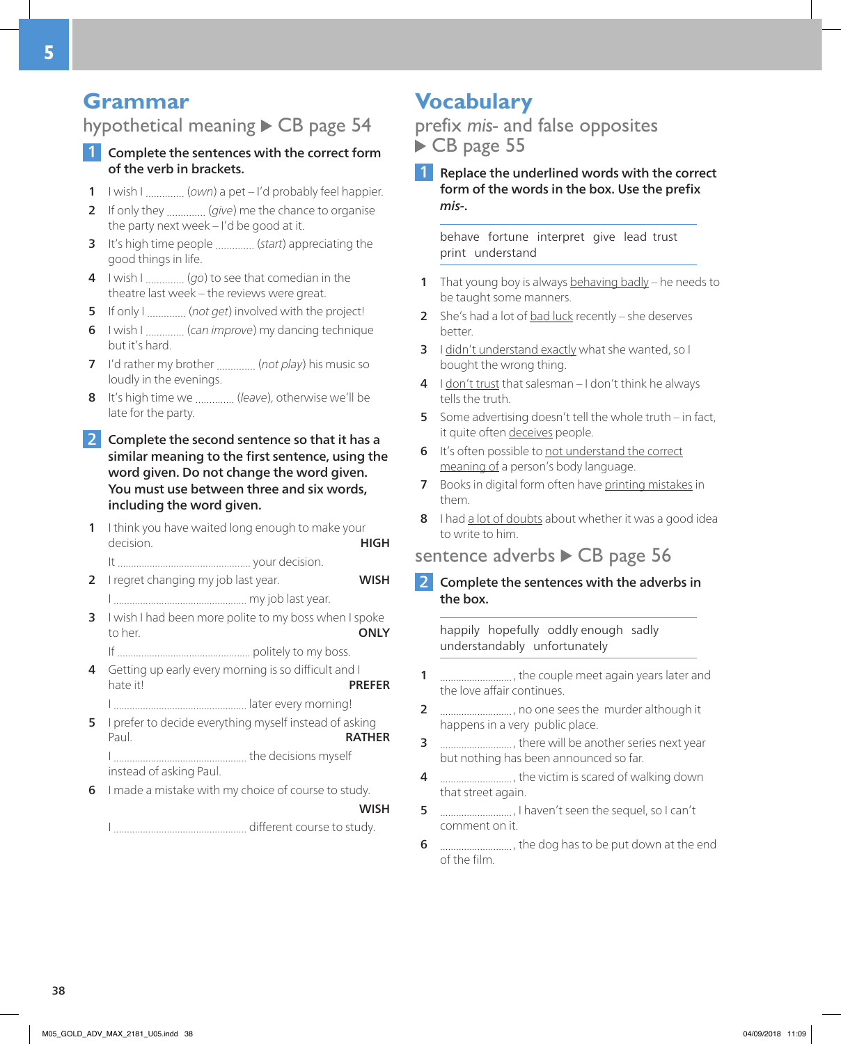# Grammar

## hypothetical meaning ▶ CB page 54

**1 Complete the sentences with the correct form of the verb in brackets.**

1. I wish I ............ (*own*) a pet – I'd probably feel happier.
2. If only they ............ (*give*) me the chance to organise the party next week – I'd be good at it.
3. It's high time people ............ (*start*) appreciating the good things in life.
4. I wish I ............ (*go*) to see that comedian in the theatre last week – the reviews were great.
5. If only I ............ (*not get*) involved with the project!
6. I wish I ............ (*can improve*) my dancing technique but it's hard.
7. I'd rather my brother ............ (*not play*) his music so loudly in the evenings.
8. It's high time we ............ (*leave*), otherwise we'll be late for the party.

**2 Complete the second sentence so that it has a similar meaning to the first sentence, using the word given. Do not change the word given. You must use between three and six words, including the word given.**

1. I think you have waited long enough to make your decision. **HIGH**
   It ............................................. your decision.
2. I regret changing my job last year. **WISH**
   I ............................................. my job last year.
3. I wish I had been more polite to my boss when I spoke to her. **ONLY**
   If ............................................. politely to my boss.
4. Getting up early every morning is so difficult and I hate it! **PREFER**
   I ............................................. later every morning!
5. I prefer to decide everything myself instead of asking Paul. **RATHER**
   I ............................................. the decisions myself instead of asking Paul.
6. I made a mistake with my choice of course to study. **WISH**
   I ............................................. different course to study.

# Vocabulary

## prefix *mis-* and false opposites ▶ CB page 55

**1 Replace the underlined words with the correct form of the words in the box. Use the prefix *mis-*.**

behave fortune interpret give lead trust print understand

1. That young boy is always behaving badly – he needs to be taught some manners.
2. She's had a lot of bad luck recently – she deserves better.
3. I didn't understand exactly what she wanted, so I bought the wrong thing.
4. I don't trust that salesman – I don't think he always tells the truth.
5. Some advertising doesn't tell the whole truth – in fact, it quite often deceives people.
6. It's often possible to not understand the correct meaning of a person's body language.
7. Books in digital form often have printing mistakes in them.
8. I had a lot of doubts about whether it was a good idea to write to him.

## sentence adverbs ▶ CB page 56

**2 Complete the sentences with the adverbs in the box.**

happily hopefully oddly enough sadly understandably unfortunately

1. ........................, the couple meet again years later and the love affair continues.
2. ........................, no one sees the murder although it happens in a very public place.
3. ........................, there will be another series next year but nothing has been announced so far.
4. ........................, the victim is scared of walking down that street again.
5. ........................, I haven't seen the sequel, so I can't comment on it.
6. ........................, the dog has to be put down at the end of the film.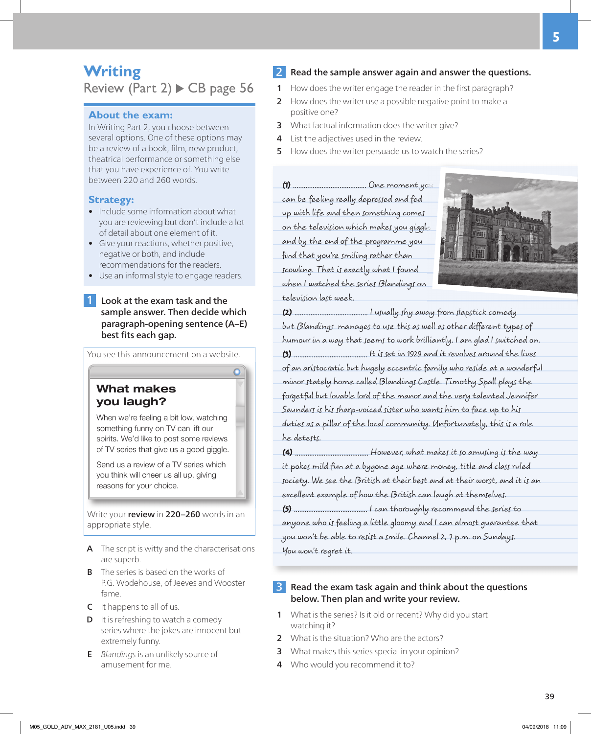# Writing

## Review (Part 2) ▶ CB page 56

### About the exam:

In Writing Part 2, you choose between several options. One of these options may be a review of a book, film, new product, theatrical performance or something else that you have experience of. You write between 220 and 260 words.

### Strategy:

- Include some information about what you are reviewing but don't include a lot of detail about one element of it.
- Give your reactions, whether positive, negative or both, and include recommendations for the readers.
- Use an informal style to engage readers.

**1 Look at the exam task and the sample answer. Then decide which paragraph-opening sentence (A–E) best fits each gap.**

You see this announcement on a website.

**What makes you laugh?**

When we're feeling a bit low, watching something funny on TV can lift our spirits. We'd like to post some reviews of TV series that give us a good giggle.

Send us a review of a TV series which you think will cheer us all up, giving reasons for your choice.

Write your **review** in **220–260** words in an appropriate style.

A The script is witty and the characterisations are superb.

B The series is based on the works of P.G. Wodehouse, of Jeeves and Wooster fame.

C It happens to all of us.

D It is refreshing to watch a comedy series where the jokes are innocent but extremely funny.

E *Blandings* is an unlikely source of amusement for me.

**2 Read the sample answer again and answer the questions.**

1 How does the writer engage the reader in the first paragraph?
2 How does the writer use a possible negative point to make a positive one?
3 What factual information does the writer give?
4 List the adjectives used in the review.
5 How does the writer persuade us to watch the series?

**(1)** .................................... One moment you can be feeling really depressed and fed up with life and then something comes on the television which makes you giggle and by the end of the programme you find that you're smiling rather than scowling. That is exactly what I found when I watched the series *Blandings* on television last week.

**(2)** .................................... I usually shy away from slapstick comedy but *Blandings* manages to use this as well as other different types of humour in a way that seems to work brilliantly. I am glad I switched on.

**(3)** .................................... It is set in 1929 and it revolves around the lives of an aristocratic but hugely eccentric family who reside at a wonderful minor stately home called Blandings Castle. Timothy Spall plays the forgetful but lovable lord of the manor and the very talented Jennifer Saunders is his sharp-voiced sister who wants him to face up to his duties as a pillar of the local community. Unfortunately, this is a role he detests.

**(4)** .................................... However, what makes it so amusing is the way it pokes mild fun at a bygone age where money, title and class ruled society. We see the British at their best and at their worst, and it is an excellent example of how the British can laugh at themselves.

**(5)** .................................... I can thoroughly recommend the series to anyone who is feeling a little gloomy and I can almost guarantee that you won't be able to resist a smile. Channel 2, 7 p.m. on Sundays. You won't regret it.

**3 Read the exam task again and think about the questions below. Then plan and write your review.**

1 What is the series? Is it old or recent? Why did you start watching it?
2 What is the situation? Who are the actors?
3 What makes this series special in your opinion?
4 Who would you recommend it to?